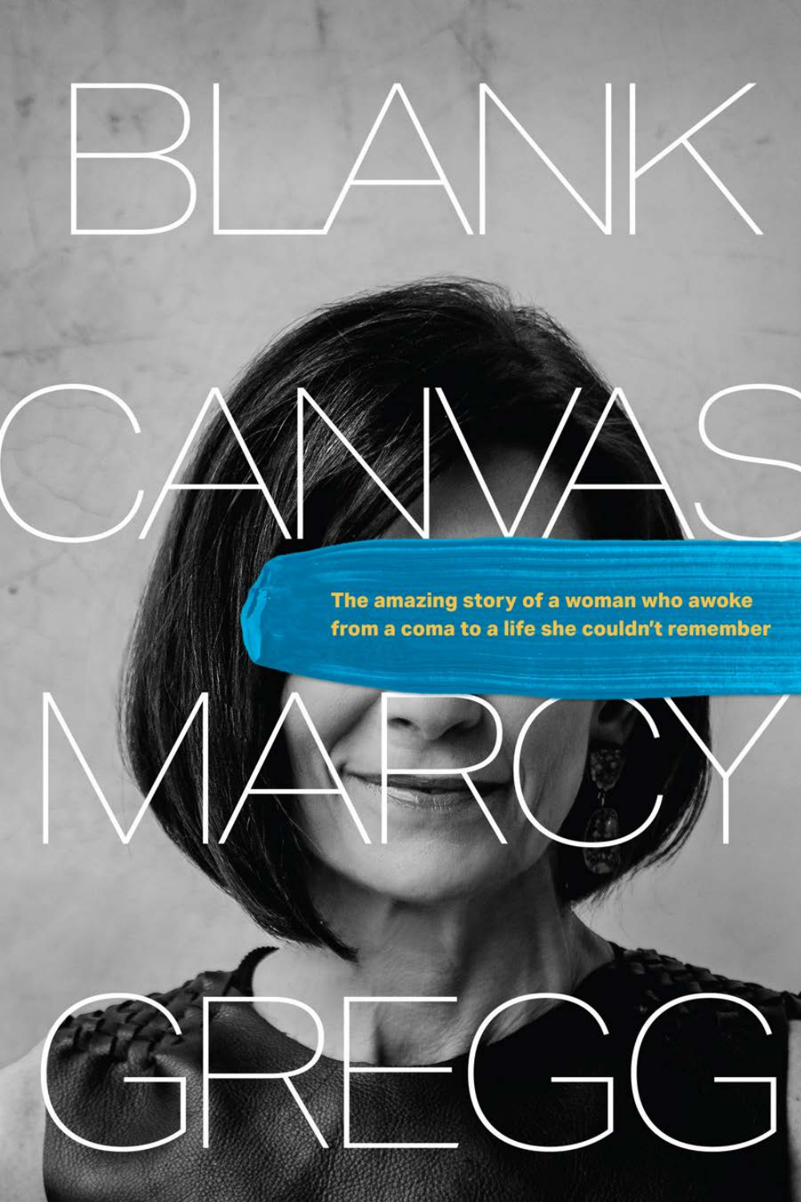# BLANK CANVAS

The amazing story of a woman who awoke from a coma to a life she couldn't remember

MARCY GREGG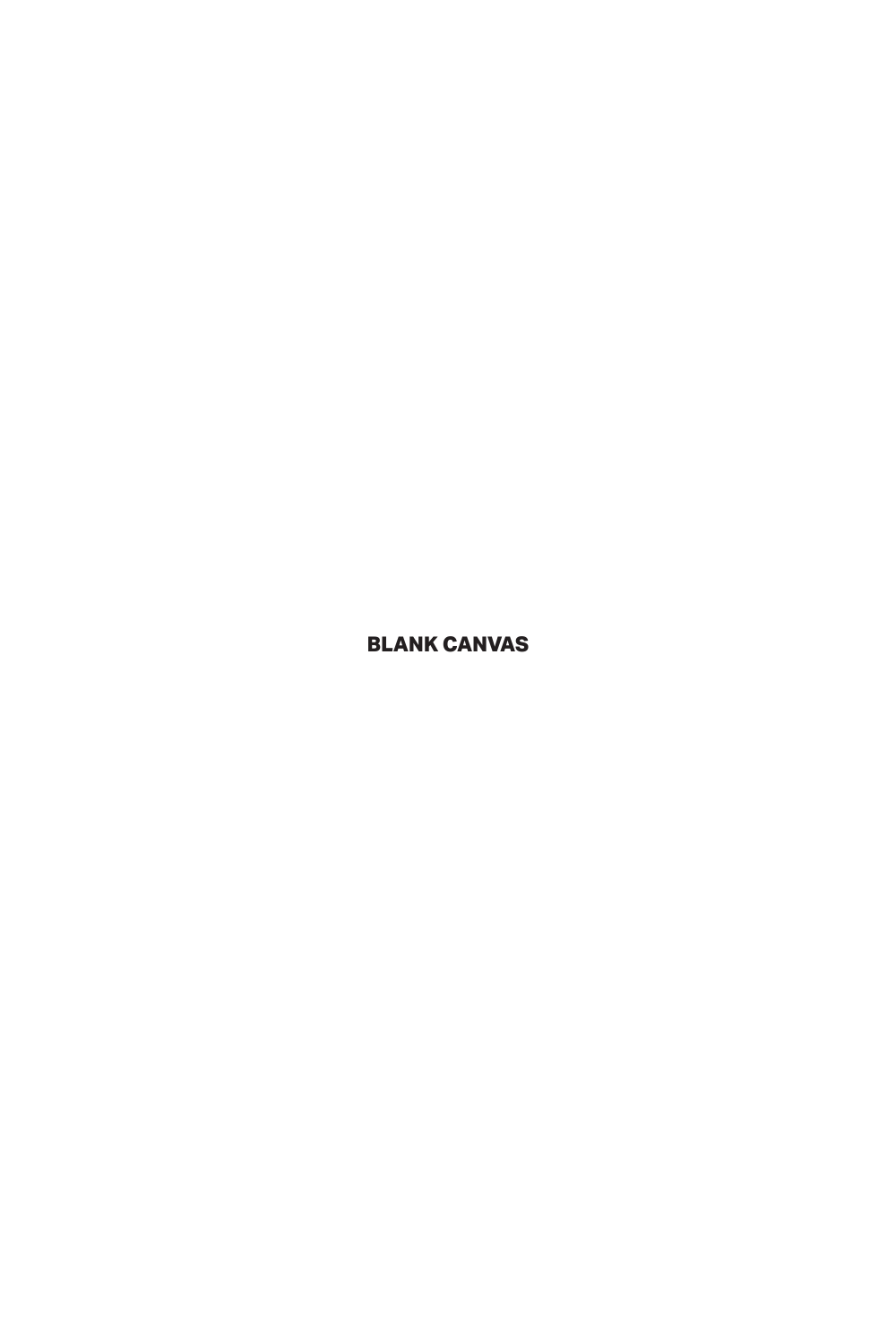**BLANK CANVAS**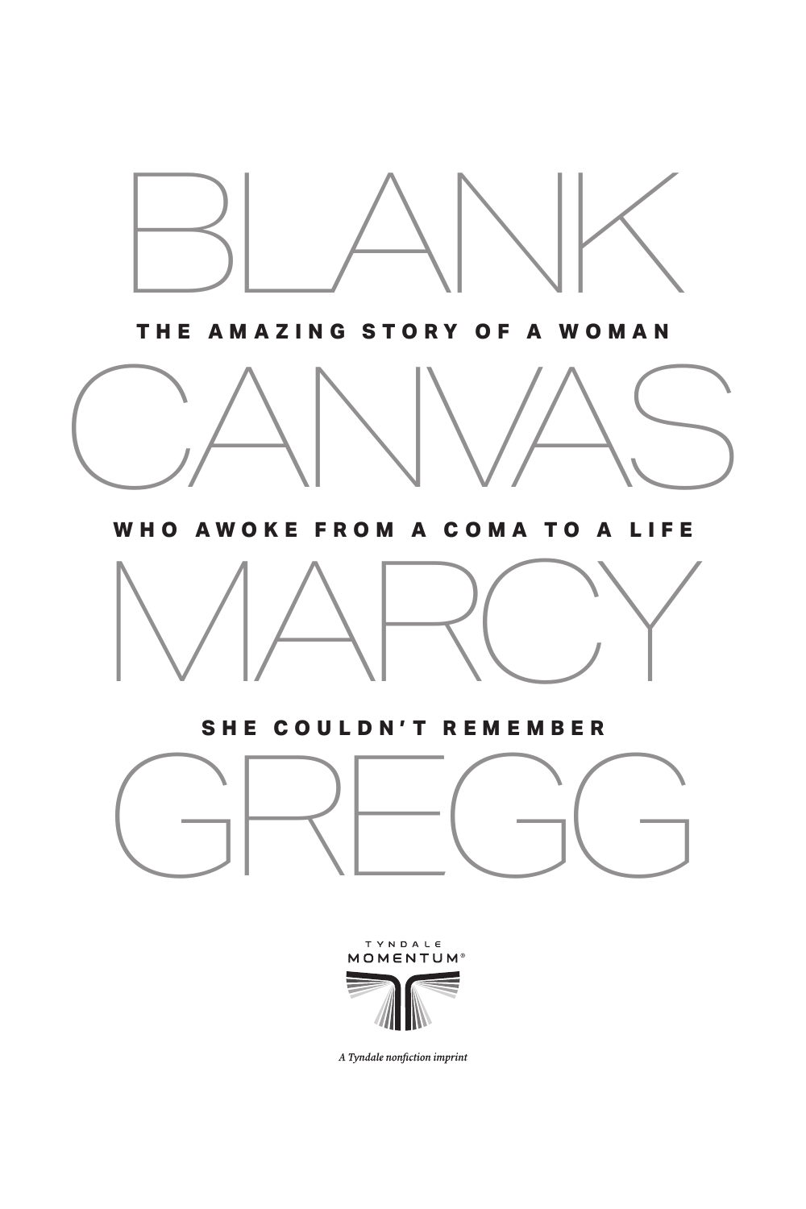# BLANK CANVAS

## THE AMAZING STORY OF A WOMAN WHO AWOKE FROM A COMA TO A LIFE SHE COULDN'T REMEMBER

## MARCY GREGG

TYNDALE MOMENTUM®

*A Tyndale nonfiction imprint*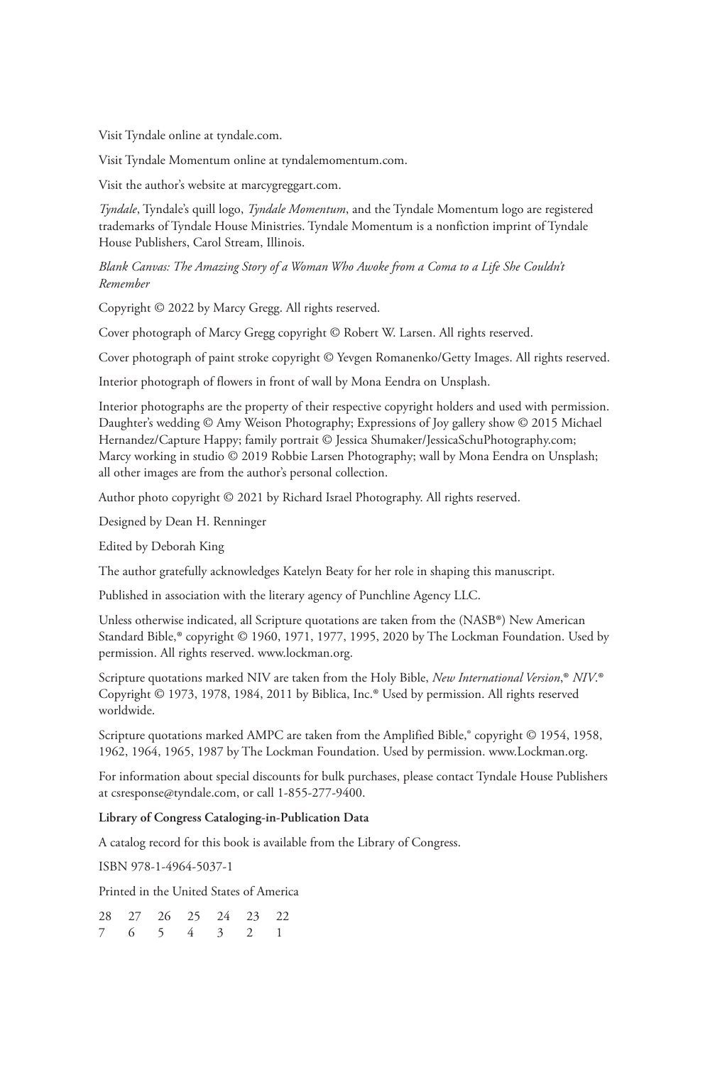Visit Tyndale online at tyndale.com.

Visit Tyndale Momentum online at tyndalemomentum.com.

Visit the author's website at marcygreggart.com.

*Tyndale*, Tyndale's quill logo, *Tyndale Momentum*, and the Tyndale Momentum logo are registered trademarks of Tyndale House Ministries. Tyndale Momentum is a nonfiction imprint of Tyndale House Publishers, Carol Stream, Illinois.

*Blank Canvas: The Amazing Story of a Woman Who Awoke from a Coma to a Life She Couldn't Remember*

Copyright © 2022 by Marcy Gregg. All rights reserved.

Cover photograph of Marcy Gregg copyright © Robert W. Larsen. All rights reserved.

Cover photograph of paint stroke copyright © Yevgen Romanenko/Getty Images. All rights reserved.

Interior photograph of flowers in front of wall by Mona Eendra on Unsplash.

Interior photographs are the property of their respective copyright holders and used with permission. Daughter's wedding © Amy Weison Photography; Expressions of Joy gallery show © 2015 Michael Hernandez/Capture Happy; family portrait © Jessica Shumaker/JessicaSchuPhotography.com; Marcy working in studio © 2019 Robbie Larsen Photography; wall by Mona Eendra on Unsplash; all other images are from the author's personal collection.

Author photo copyright © 2021 by Richard Israel Photography. All rights reserved.

Designed by Dean H. Renninger

Edited by Deborah King

The author gratefully acknowledges Katelyn Beaty for her role in shaping this manuscript.

Published in association with the literary agency of Punchline Agency LLC.

Unless otherwise indicated, all Scripture quotations are taken from the (NASB®) New American Standard Bible,® copyright © 1960, 1971, 1977, 1995, 2020 by The Lockman Foundation. Used by permission. All rights reserved. www.lockman.org.

Scripture quotations marked NIV are taken from the Holy Bible, *New International Version*,® *NIV*.® Copyright © 1973, 1978, 1984, 2011 by Biblica, Inc.® Used by permission. All rights reserved worldwide.

Scripture quotations marked AMPC are taken from the Amplified Bible,® copyright © 1954, 1958, 1962, 1964, 1965, 1987 by The Lockman Foundation. Used by permission. www.Lockman.org.

For information about special discounts for bulk purchases, please contact Tyndale House Publishers at csresponse@tyndale.com, or call 1-855-277-9400.

**Library of Congress Cataloging-in-Publication Data**

A catalog record for this book is available from the Library of Congress.

ISBN 978-1-4964-5037-1

Printed in the United States of America

28 27 26 25 24 23 22
7 6 5 4 3 2 1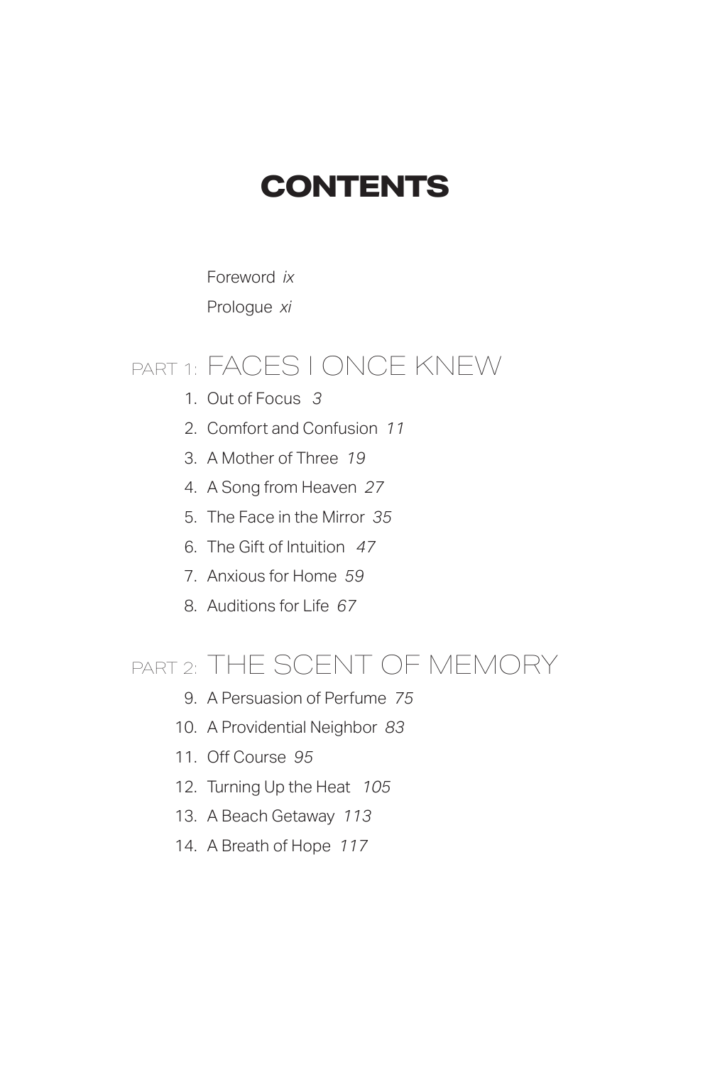# CONTENTS

Foreword *ix*

Prologue *xi*

## PART 1: FACES I ONCE KNEW

1. Out of Focus *3*
2. Comfort and Confusion *11*
3. A Mother of Three *19*
4. A Song from Heaven *27*
5. The Face in the Mirror *35*
6. The Gift of Intuition *47*
7. Anxious for Home *59*
8. Auditions for Life *67*

## PART 2: THE SCENT OF MEMORY

9. A Persuasion of Perfume *75*
10. A Providential Neighbor *83*
11. Off Course *95*
12. Turning Up the Heat *105*
13. A Beach Getaway *113*
14. A Breath of Hope *117*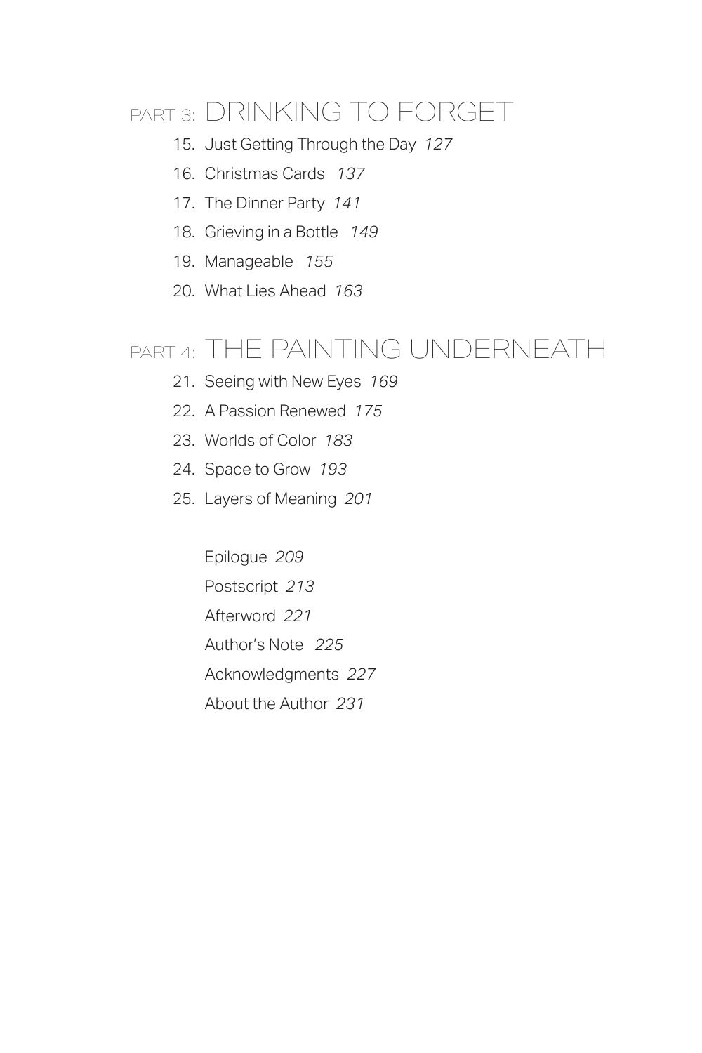## PART 3: DRINKING TO FORGET

15. Just Getting Through the Day *127*
16. Christmas Cards *137*
17. The Dinner Party *141*
18. Grieving in a Bottle *149*
19. Manageable *155*
20. What Lies Ahead *163*

## PART 4: THE PAINTING UNDERNEATH

21. Seeing with New Eyes *169*
22. A Passion Renewed *175*
23. Worlds of Color *183*
24. Space to Grow *193*
25. Layers of Meaning *201*

Epilogue *209*

Postscript *213*

Afterword *221*

Author's Note *225*

Acknowledgments *227*

About the Author *231*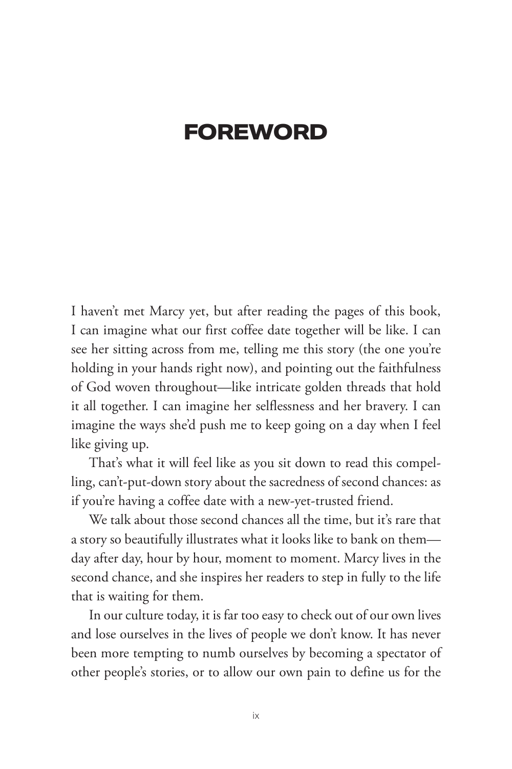# FOREWORD

I haven't met Marcy yet, but after reading the pages of this book, I can imagine what our first coffee date together will be like. I can see her sitting across from me, telling me this story (the one you're holding in your hands right now), and pointing out the faithfulness of God woven throughout—like intricate golden threads that hold it all together. I can imagine her selflessness and her bravery. I can imagine the ways she'd push me to keep going on a day when I feel like giving up.

That's what it will feel like as you sit down to read this compelling, can't-put-down story about the sacredness of second chances: as if you're having a coffee date with a new-yet-trusted friend.

We talk about those second chances all the time, but it's rare that a story so beautifully illustrates what it looks like to bank on them—day after day, hour by hour, moment to moment. Marcy lives in the second chance, and she inspires her readers to step in fully to the life that is waiting for them.

In our culture today, it is far too easy to check out of our own lives and lose ourselves in the lives of people we don't know. It has never been more tempting to numb ourselves by becoming a spectator of other people's stories, or to allow our own pain to define us for the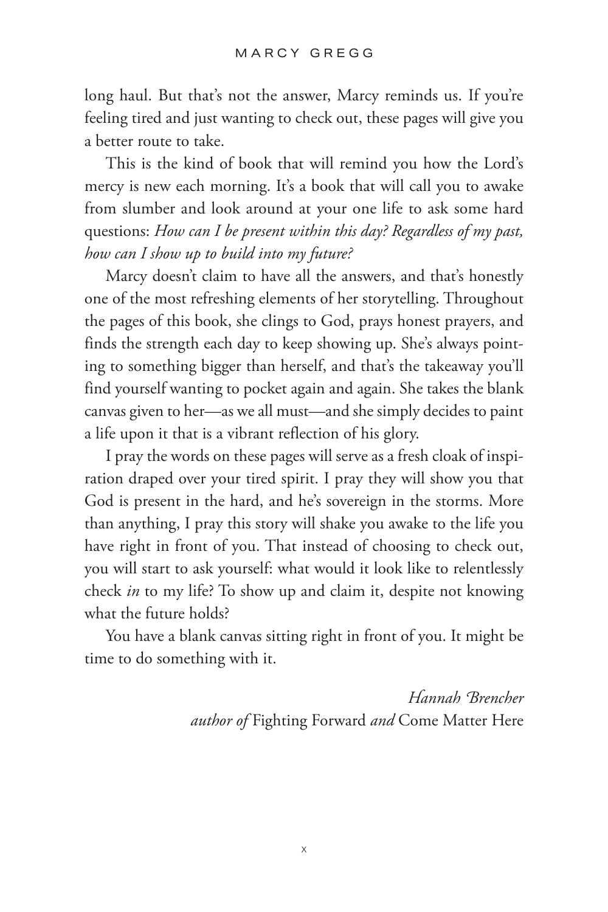long haul. But that's not the answer, Marcy reminds us. If you're feeling tired and just wanting to check out, these pages will give you a better route to take.

This is the kind of book that will remind you how the Lord's mercy is new each morning. It's a book that will call you to awake from slumber and look around at your one life to ask some hard questions: *How can I be present within this day? Regardless of my past, how can I show up to build into my future?*

Marcy doesn't claim to have all the answers, and that's honestly one of the most refreshing elements of her storytelling. Throughout the pages of this book, she clings to God, prays honest prayers, and finds the strength each day to keep showing up. She's always pointing to something bigger than herself, and that's the takeaway you'll find yourself wanting to pocket again and again. She takes the blank canvas given to her—as we all must—and she simply decides to paint a life upon it that is a vibrant reflection of his glory.

I pray the words on these pages will serve as a fresh cloak of inspiration draped over your tired spirit. I pray they will show you that God is present in the hard, and he's sovereign in the storms. More than anything, I pray this story will shake you awake to the life you have right in front of you. That instead of choosing to check out, you will start to ask yourself: what would it look like to relentlessly check *in* to my life? To show up and claim it, despite not knowing what the future holds?

You have a blank canvas sitting right in front of you. It might be time to do something with it.

*Hannah Brencher*
*author of* Fighting Forward *and* Come Matter Here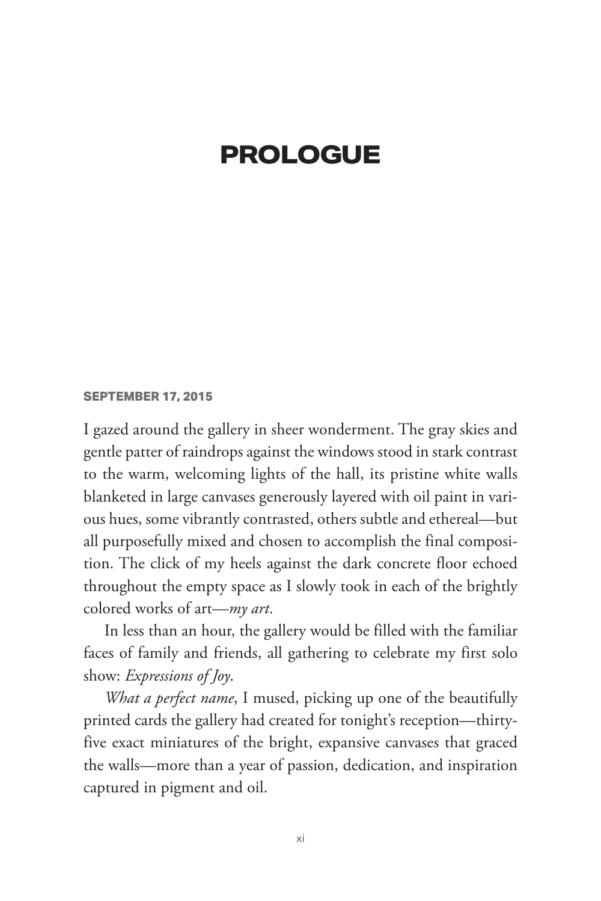# PROLOGUE

**SEPTEMBER 17, 2015**

I gazed around the gallery in sheer wonderment. The gray skies and gentle patter of raindrops against the windows stood in stark contrast to the warm, welcoming lights of the hall, its pristine white walls blanketed in large canvases generously layered with oil paint in various hues, some vibrantly contrasted, others subtle and ethereal—but all purposefully mixed and chosen to accomplish the final composition. The click of my heels against the dark concrete floor echoed throughout the empty space as I slowly took in each of the brightly colored works of art—*my art*.

In less than an hour, the gallery would be filled with the familiar faces of family and friends, all gathering to celebrate my first solo show: *Expressions of Joy*.

*What a perfect name*, I mused, picking up one of the beautifully printed cards the gallery had created for tonight's reception—thirty-five exact miniatures of the bright, expansive canvases that graced the walls—more than a year of passion, dedication, and inspiration captured in pigment and oil.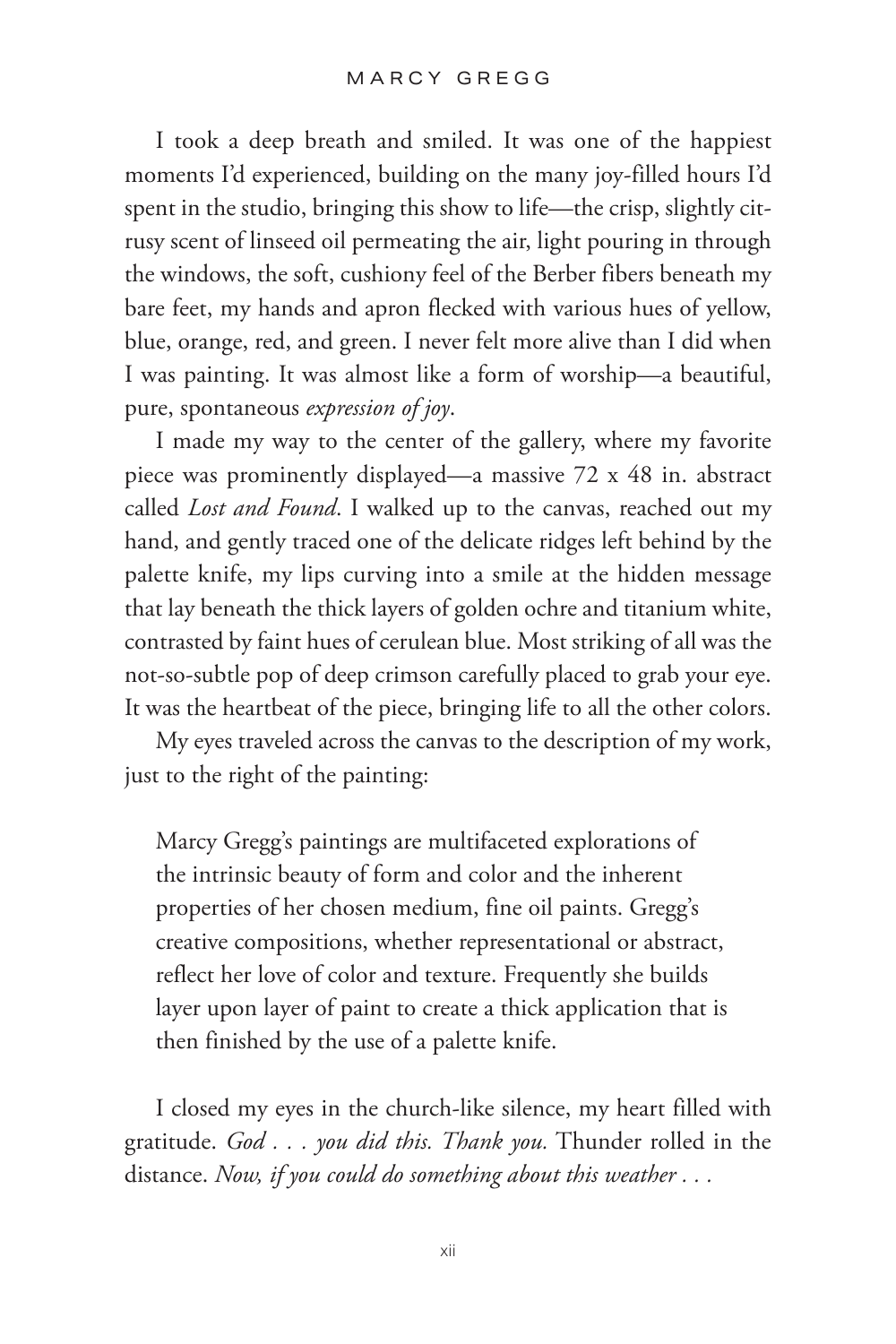I took a deep breath and smiled. It was one of the happiest moments I'd experienced, building on the many joy-filled hours I'd spent in the studio, bringing this show to life—the crisp, slightly citrusy scent of linseed oil permeating the air, light pouring in through the windows, the soft, cushiony feel of the Berber fibers beneath my bare feet, my hands and apron flecked with various hues of yellow, blue, orange, red, and green. I never felt more alive than I did when I was painting. It was almost like a form of worship—a beautiful, pure, spontaneous *expression of joy*.

I made my way to the center of the gallery, where my favorite piece was prominently displayed—a massive 72 x 48 in. abstract called *Lost and Found*. I walked up to the canvas, reached out my hand, and gently traced one of the delicate ridges left behind by the palette knife, my lips curving into a smile at the hidden message that lay beneath the thick layers of golden ochre and titanium white, contrasted by faint hues of cerulean blue. Most striking of all was the not-so-subtle pop of deep crimson carefully placed to grab your eye. It was the heartbeat of the piece, bringing life to all the other colors.

My eyes traveled across the canvas to the description of my work, just to the right of the painting:

> Marcy Gregg's paintings are multifaceted explorations of the intrinsic beauty of form and color and the inherent properties of her chosen medium, fine oil paints. Gregg's creative compositions, whether representational or abstract, reflect her love of color and texture. Frequently she builds layer upon layer of paint to create a thick application that is then finished by the use of a palette knife.

I closed my eyes in the church-like silence, my heart filled with gratitude. *God . . . you did this. Thank you.* Thunder rolled in the distance. *Now, if you could do something about this weather . . .*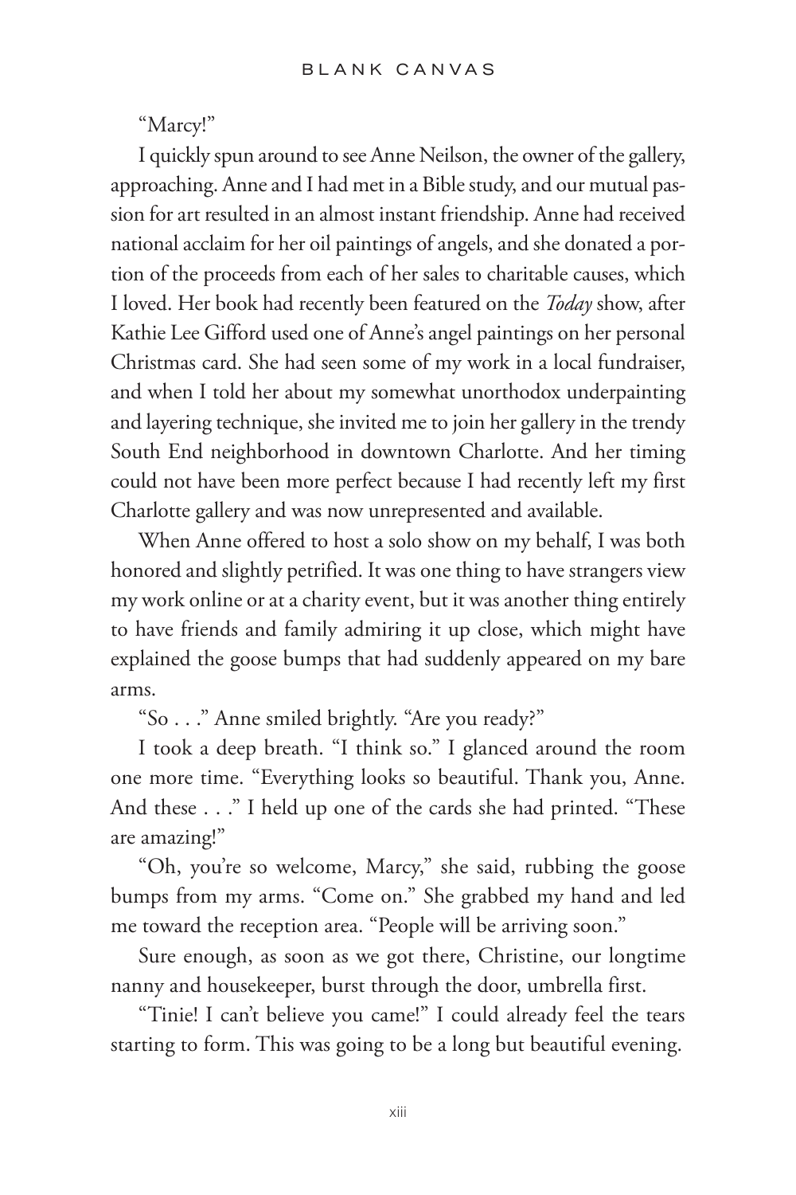"Marcy!"

I quickly spun around to see Anne Neilson, the owner of the gallery, approaching. Anne and I had met in a Bible study, and our mutual passion for art resulted in an almost instant friendship. Anne had received national acclaim for her oil paintings of angels, and she donated a portion of the proceeds from each of her sales to charitable causes, which I loved. Her book had recently been featured on the *Today* show, after Kathie Lee Gifford used one of Anne's angel paintings on her personal Christmas card. She had seen some of my work in a local fundraiser, and when I told her about my somewhat unorthodox underpainting and layering technique, she invited me to join her gallery in the trendy South End neighborhood in downtown Charlotte. And her timing could not have been more perfect because I had recently left my first Charlotte gallery and was now unrepresented and available.

When Anne offered to host a solo show on my behalf, I was both honored and slightly petrified. It was one thing to have strangers view my work online or at a charity event, but it was another thing entirely to have friends and family admiring it up close, which might have explained the goose bumps that had suddenly appeared on my bare arms.

"So . . ." Anne smiled brightly. "Are you ready?"

I took a deep breath. "I think so." I glanced around the room one more time. "Everything looks so beautiful. Thank you, Anne. And these . . ." I held up one of the cards she had printed. "These are amazing!"

"Oh, you're so welcome, Marcy," she said, rubbing the goose bumps from my arms. "Come on." She grabbed my hand and led me toward the reception area. "People will be arriving soon."

Sure enough, as soon as we got there, Christine, our longtime nanny and housekeeper, burst through the door, umbrella first.

"Tinie! I can't believe you came!" I could already feel the tears starting to form. This was going to be a long but beautiful evening.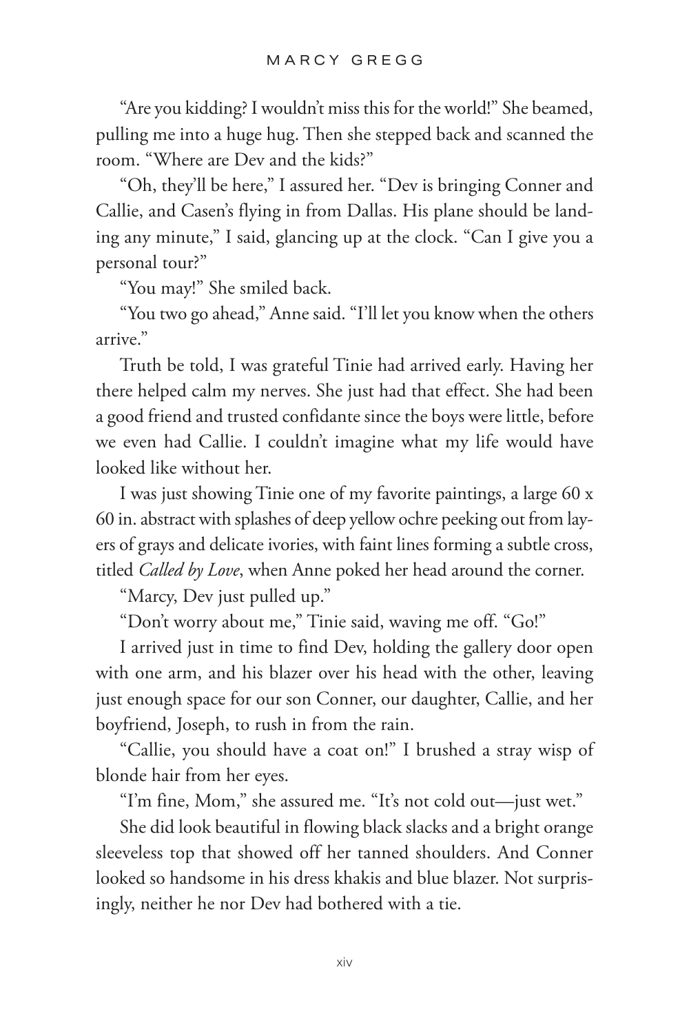"Are you kidding? I wouldn't miss this for the world!" She beamed, pulling me into a huge hug. Then she stepped back and scanned the room. "Where are Dev and the kids?"

"Oh, they'll be here," I assured her. "Dev is bringing Conner and Callie, and Casen's flying in from Dallas. His plane should be landing any minute," I said, glancing up at the clock. "Can I give you a personal tour?"

"You may!" She smiled back.

"You two go ahead," Anne said. "I'll let you know when the others arrive."

Truth be told, I was grateful Tinie had arrived early. Having her there helped calm my nerves. She just had that effect. She had been a good friend and trusted confidante since the boys were little, before we even had Callie. I couldn't imagine what my life would have looked like without her.

I was just showing Tinie one of my favorite paintings, a large 60 x 60 in. abstract with splashes of deep yellow ochre peeking out from layers of grays and delicate ivories, with faint lines forming a subtle cross, titled *Called by Love*, when Anne poked her head around the corner.

"Marcy, Dev just pulled up."

"Don't worry about me," Tinie said, waving me off. "Go!"

I arrived just in time to find Dev, holding the gallery door open with one arm, and his blazer over his head with the other, leaving just enough space for our son Conner, our daughter, Callie, and her boyfriend, Joseph, to rush in from the rain.

"Callie, you should have a coat on!" I brushed a stray wisp of blonde hair from her eyes.

"I'm fine, Mom," she assured me. "It's not cold out—just wet."

She did look beautiful in flowing black slacks and a bright orange sleeveless top that showed off her tanned shoulders. And Conner looked so handsome in his dress khakis and blue blazer. Not surprisingly, neither he nor Dev had bothered with a tie.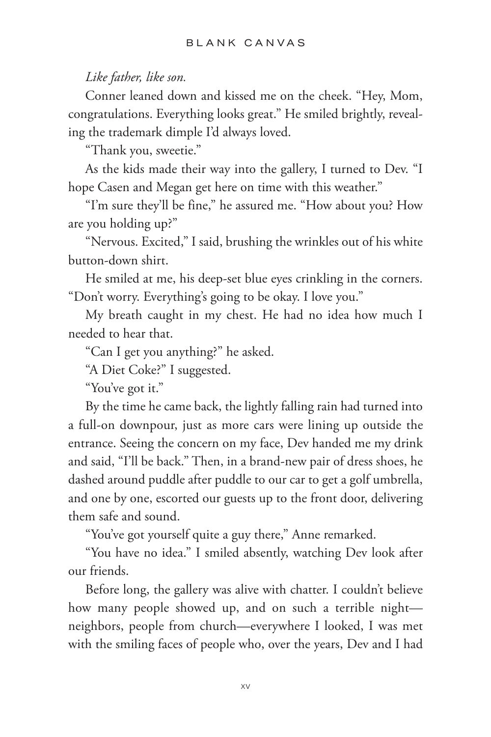*Like father, like son.*

Conner leaned down and kissed me on the cheek. "Hey, Mom, congratulations. Everything looks great." He smiled brightly, revealing the trademark dimple I'd always loved.

"Thank you, sweetie."

As the kids made their way into the gallery, I turned to Dev. "I hope Casen and Megan get here on time with this weather."

"I'm sure they'll be fine," he assured me. "How about you? How are you holding up?"

"Nervous. Excited," I said, brushing the wrinkles out of his white button-down shirt.

He smiled at me, his deep-set blue eyes crinkling in the corners. "Don't worry. Everything's going to be okay. I love you."

My breath caught in my chest. He had no idea how much I needed to hear that.

"Can I get you anything?" he asked.

"A Diet Coke?" I suggested.

"You've got it."

By the time he came back, the lightly falling rain had turned into a full-on downpour, just as more cars were lining up outside the entrance. Seeing the concern on my face, Dev handed me my drink and said, "I'll be back." Then, in a brand-new pair of dress shoes, he dashed around puddle after puddle to our car to get a golf umbrella, and one by one, escorted our guests up to the front door, delivering them safe and sound.

"You've got yourself quite a guy there," Anne remarked.

"You have no idea." I smiled absently, watching Dev look after our friends.

Before long, the gallery was alive with chatter. I couldn't believe how many people showed up, and on such a terrible night—neighbors, people from church—everywhere I looked, I was met with the smiling faces of people who, over the years, Dev and I had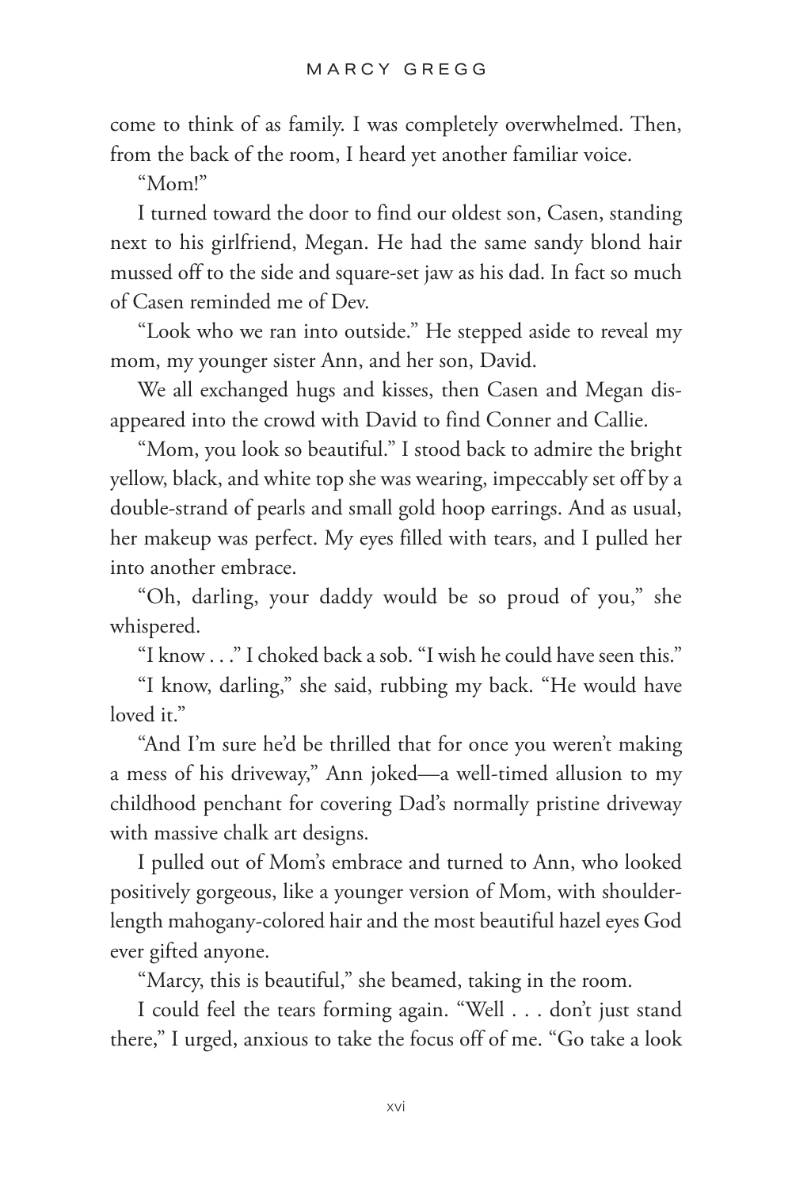come to think of as family. I was completely overwhelmed. Then, from the back of the room, I heard yet another familiar voice.

"Mom!"

I turned toward the door to find our oldest son, Casen, standing next to his girlfriend, Megan. He had the same sandy blond hair mussed off to the side and square-set jaw as his dad. In fact so much of Casen reminded me of Dev.

"Look who we ran into outside." He stepped aside to reveal my mom, my younger sister Ann, and her son, David.

We all exchanged hugs and kisses, then Casen and Megan disappeared into the crowd with David to find Conner and Callie.

"Mom, you look so beautiful." I stood back to admire the bright yellow, black, and white top she was wearing, impeccably set off by a double-strand of pearls and small gold hoop earrings. And as usual, her makeup was perfect. My eyes filled with tears, and I pulled her into another embrace.

"Oh, darling, your daddy would be so proud of you," she whispered.

"I know . . ." I choked back a sob. "I wish he could have seen this."

"I know, darling," she said, rubbing my back. "He would have loved it."

"And I'm sure he'd be thrilled that for once you weren't making a mess of his driveway," Ann joked—a well-timed allusion to my childhood penchant for covering Dad's normally pristine driveway with massive chalk art designs.

I pulled out of Mom's embrace and turned to Ann, who looked positively gorgeous, like a younger version of Mom, with shoulder-length mahogany-colored hair and the most beautiful hazel eyes God ever gifted anyone.

"Marcy, this is beautiful," she beamed, taking in the room.

I could feel the tears forming again. "Well . . . don't just stand there," I urged, anxious to take the focus off of me. "Go take a look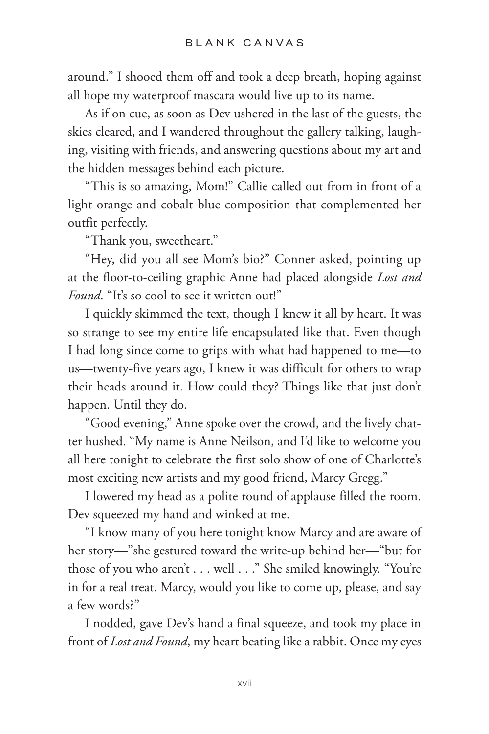around." I shooed them off and took a deep breath, hoping against all hope my waterproof mascara would live up to its name.

As if on cue, as soon as Dev ushered in the last of the guests, the skies cleared, and I wandered throughout the gallery talking, laughing, visiting with friends, and answering questions about my art and the hidden messages behind each picture.

"This is so amazing, Mom!" Callie called out from in front of a light orange and cobalt blue composition that complemented her outfit perfectly.

"Thank you, sweetheart."

"Hey, did you all see Mom's bio?" Conner asked, pointing up at the floor-to-ceiling graphic Anne had placed alongside *Lost and Found*. "It's so cool to see it written out!"

I quickly skimmed the text, though I knew it all by heart. It was so strange to see my entire life encapsulated like that. Even though I had long since come to grips with what had happened to me—to us—twenty-five years ago, I knew it was difficult for others to wrap their heads around it. How could they? Things like that just don't happen. Until they do.

"Good evening," Anne spoke over the crowd, and the lively chatter hushed. "My name is Anne Neilson, and I'd like to welcome you all here tonight to celebrate the first solo show of one of Charlotte's most exciting new artists and my good friend, Marcy Gregg."

I lowered my head as a polite round of applause filled the room. Dev squeezed my hand and winked at me.

"I know many of you here tonight know Marcy and are aware of her story—"she gestured toward the write-up behind her—"but for those of you who aren't . . . well . . ." She smiled knowingly. "You're in for a real treat. Marcy, would you like to come up, please, and say a few words?"

I nodded, gave Dev's hand a final squeeze, and took my place in front of *Lost and Found*, my heart beating like a rabbit. Once my eyes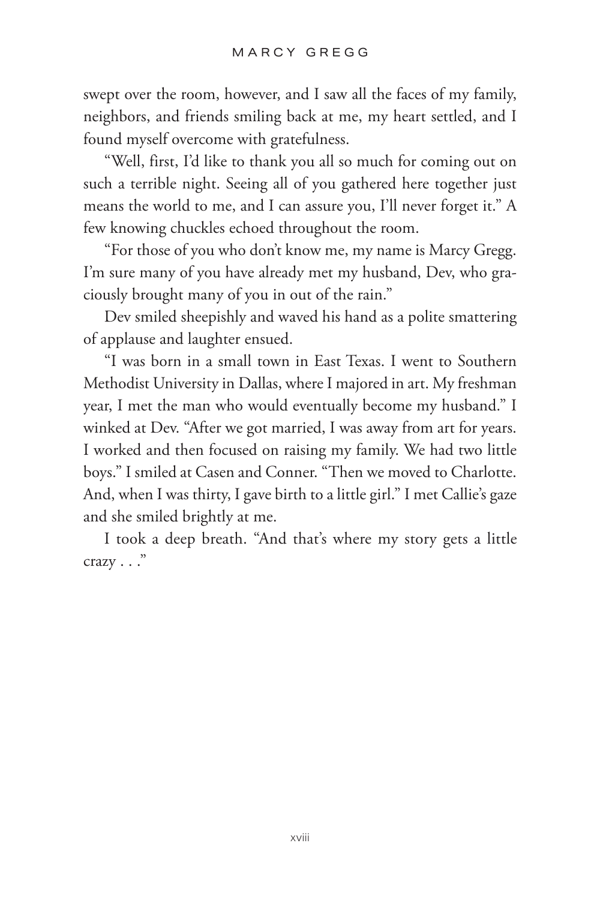swept over the room, however, and I saw all the faces of my family, neighbors, and friends smiling back at me, my heart settled, and I found myself overcome with gratefulness.

"Well, first, I'd like to thank you all so much for coming out on such a terrible night. Seeing all of you gathered here together just means the world to me, and I can assure you, I'll never forget it." A few knowing chuckles echoed throughout the room.

"For those of you who don't know me, my name is Marcy Gregg. I'm sure many of you have already met my husband, Dev, who graciously brought many of you in out of the rain."

Dev smiled sheepishly and waved his hand as a polite smattering of applause and laughter ensued.

"I was born in a small town in East Texas. I went to Southern Methodist University in Dallas, where I majored in art. My freshman year, I met the man who would eventually become my husband." I winked at Dev. "After we got married, I was away from art for years. I worked and then focused on raising my family. We had two little boys." I smiled at Casen and Conner. "Then we moved to Charlotte. And, when I was thirty, I gave birth to a little girl." I met Callie's gaze and she smiled brightly at me.

I took a deep breath. "And that's where my story gets a little crazy . . ."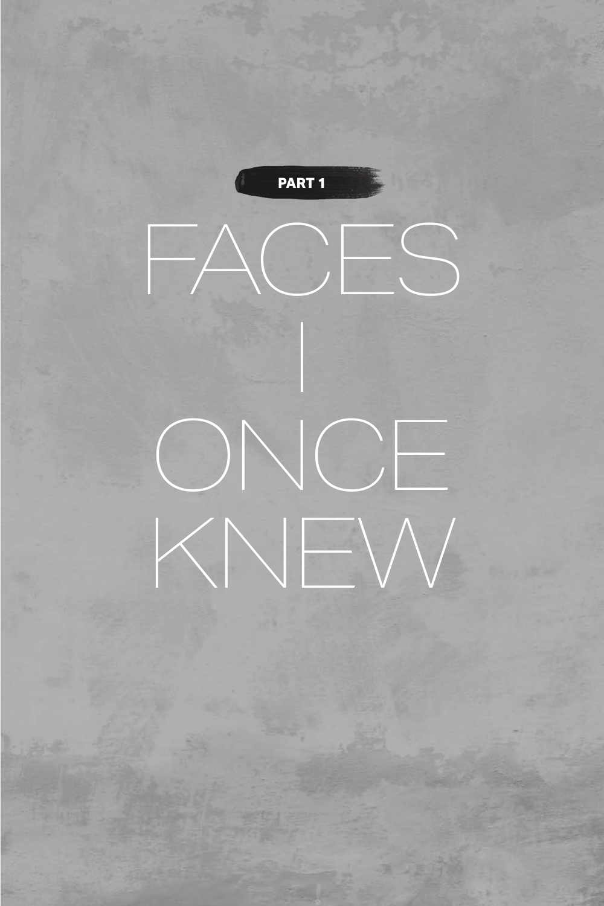**PART 1**

# FACES I ONCE KNEW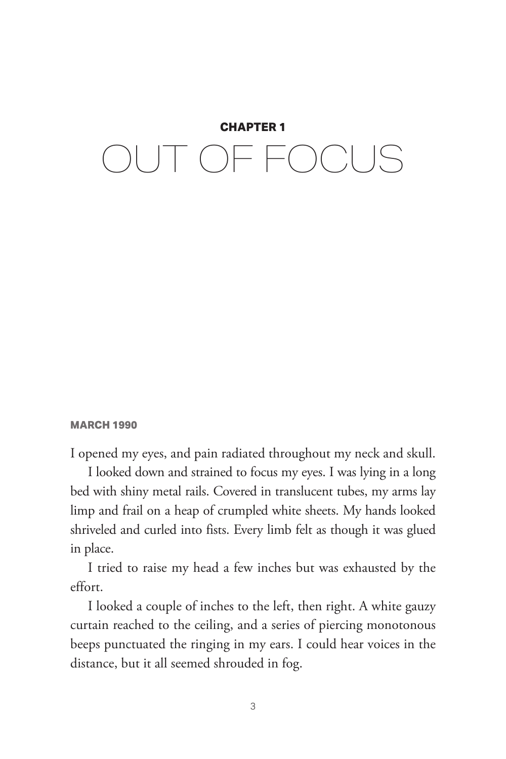**CHAPTER 1**

# OUT OF FOCUS

**MARCH 1990**

I opened my eyes, and pain radiated throughout my neck and skull.

I looked down and strained to focus my eyes. I was lying in a long bed with shiny metal rails. Covered in translucent tubes, my arms lay limp and frail on a heap of crumpled white sheets. My hands looked shriveled and curled into fists. Every limb felt as though it was glued in place.

I tried to raise my head a few inches but was exhausted by the effort.

I looked a couple of inches to the left, then right. A white gauzy curtain reached to the ceiling, and a series of piercing monotonous beeps punctuated the ringing in my ears. I could hear voices in the distance, but it all seemed shrouded in fog.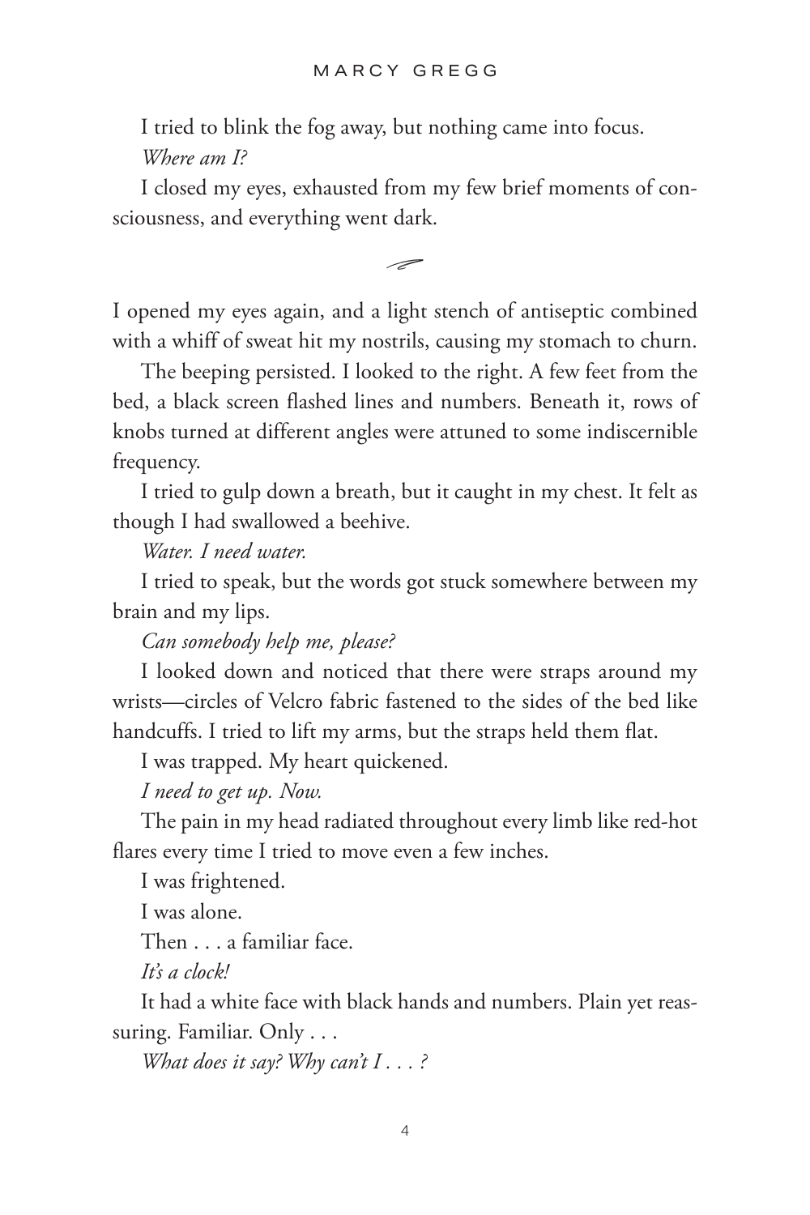I tried to blink the fog away, but nothing came into focus.

*Where am I?*

I closed my eyes, exhausted from my few brief moments of consciousness, and everything went dark.

---

I opened my eyes again, and a light stench of antiseptic combined with a whiff of sweat hit my nostrils, causing my stomach to churn.

The beeping persisted. I looked to the right. A few feet from the bed, a black screen flashed lines and numbers. Beneath it, rows of knobs turned at different angles were attuned to some indiscernible frequency.

I tried to gulp down a breath, but it caught in my chest. It felt as though I had swallowed a beehive.

*Water. I need water.*

I tried to speak, but the words got stuck somewhere between my brain and my lips.

*Can somebody help me, please?*

I looked down and noticed that there were straps around my wrists—circles of Velcro fabric fastened to the sides of the bed like handcuffs. I tried to lift my arms, but the straps held them flat.

I was trapped. My heart quickened.

*I need to get up. Now.*

The pain in my head radiated throughout every limb like red-hot flares every time I tried to move even a few inches.

I was frightened.

I was alone.

Then . . . a familiar face.

*It's a clock!*

It had a white face with black hands and numbers. Plain yet reassuring. Familiar. Only . . .

*What does it say? Why can't I . . . ?*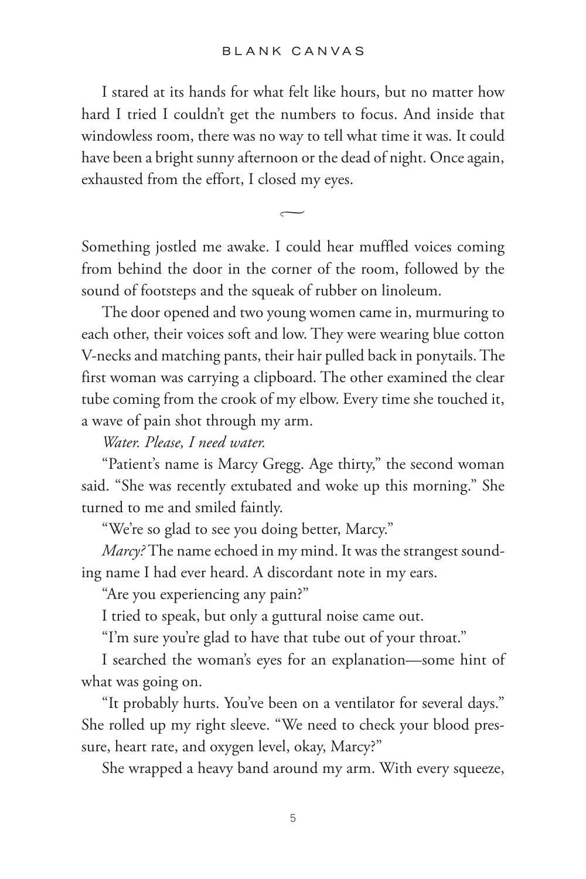I stared at its hands for what felt like hours, but no matter how hard I tried I couldn't get the numbers to focus. And inside that windowless room, there was no way to tell what time it was. It could have been a bright sunny afternoon or the dead of night. Once again, exhausted from the effort, I closed my eyes.

~

Something jostled me awake. I could hear muffled voices coming from behind the door in the corner of the room, followed by the sound of footsteps and the squeak of rubber on linoleum.

The door opened and two young women came in, murmuring to each other, their voices soft and low. They were wearing blue cotton V-necks and matching pants, their hair pulled back in ponytails. The first woman was carrying a clipboard. The other examined the clear tube coming from the crook of my elbow. Every time she touched it, a wave of pain shot through my arm.

*Water. Please, I need water.*

"Patient's name is Marcy Gregg. Age thirty," the second woman said. "She was recently extubated and woke up this morning." She turned to me and smiled faintly.

"We're so glad to see you doing better, Marcy."

*Marcy?* The name echoed in my mind. It was the strangest sounding name I had ever heard. A discordant note in my ears.

"Are you experiencing any pain?"

I tried to speak, but only a guttural noise came out.

"I'm sure you're glad to have that tube out of your throat."

I searched the woman's eyes for an explanation—some hint of what was going on.

"It probably hurts. You've been on a ventilator for several days." She rolled up my right sleeve. "We need to check your blood pressure, heart rate, and oxygen level, okay, Marcy?"

She wrapped a heavy band around my arm. With every squeeze,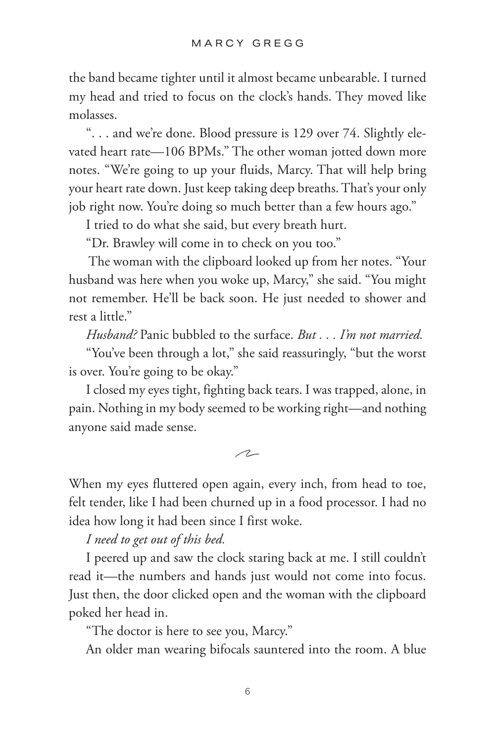the band became tighter until it almost became unbearable. I turned my head and tried to focus on the clock's hands. They moved like molasses.

". . . and we're done. Blood pressure is 129 over 74. Slightly elevated heart rate—106 BPMs." The other woman jotted down more notes. "We're going to up your fluids, Marcy. That will help bring your heart rate down. Just keep taking deep breaths. That's your only job right now. You're doing so much better than a few hours ago."

I tried to do what she said, but every breath hurt.

"Dr. Brawley will come in to check on you too."

The woman with the clipboard looked up from her notes. "Your husband was here when you woke up, Marcy," she said. "You might not remember. He'll be back soon. He just needed to shower and rest a little."

*Husband?* Panic bubbled to the surface. *But . . . I'm not married.*

"You've been through a lot," she said reassuringly, "but the worst is over. You're going to be okay."

I closed my eyes tight, fighting back tears. I was trapped, alone, in pain. Nothing in my body seemed to be working right—and nothing anyone said made sense.

~

When my eyes fluttered open again, every inch, from head to toe, felt tender, like I had been churned up in a food processor. I had no idea how long it had been since I first woke.

*I need to get out of this bed.*

I peered up and saw the clock staring back at me. I still couldn't read it—the numbers and hands just would not come into focus. Just then, the door clicked open and the woman with the clipboard poked her head in.

"The doctor is here to see you, Marcy."

An older man wearing bifocals sauntered into the room. A blue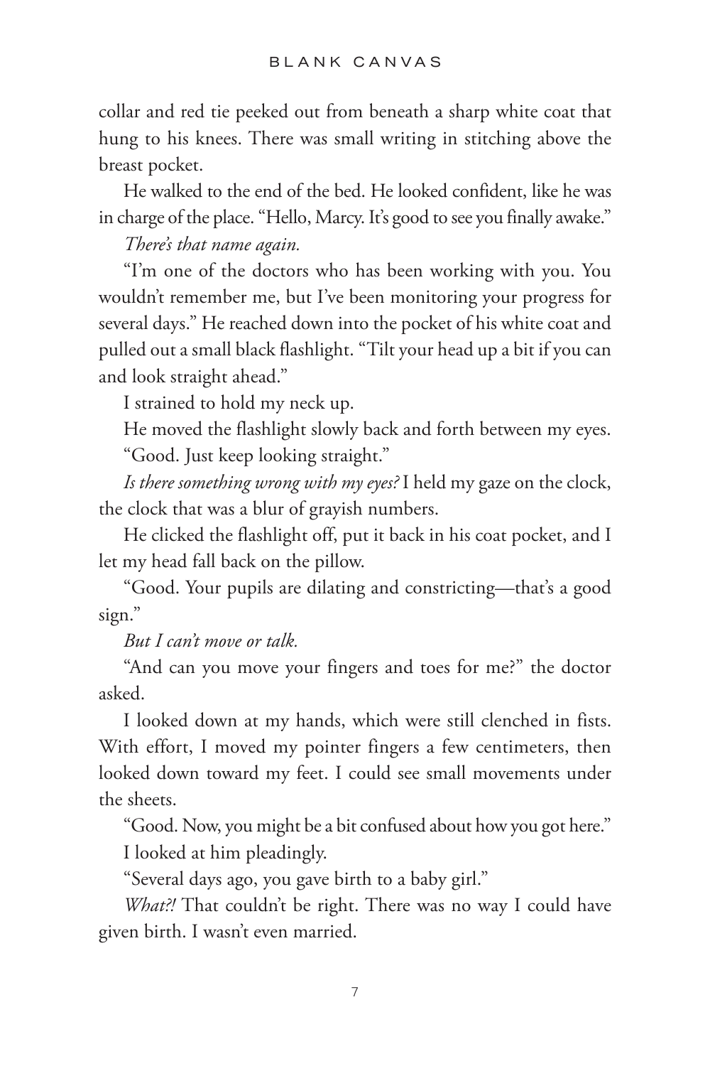collar and red tie peeked out from beneath a sharp white coat that hung to his knees. There was small writing in stitching above the breast pocket.

He walked to the end of the bed. He looked confident, like he was in charge of the place. "Hello, Marcy. It's good to see you finally awake."

*There's that name again.*

"I'm one of the doctors who has been working with you. You wouldn't remember me, but I've been monitoring your progress for several days." He reached down into the pocket of his white coat and pulled out a small black flashlight. "Tilt your head up a bit if you can and look straight ahead."

I strained to hold my neck up.

He moved the flashlight slowly back and forth between my eyes.

"Good. Just keep looking straight."

*Is there something wrong with my eyes?* I held my gaze on the clock, the clock that was a blur of grayish numbers.

He clicked the flashlight off, put it back in his coat pocket, and I let my head fall back on the pillow.

"Good. Your pupils are dilating and constricting—that's a good sign."

*But I can't move or talk.*

"And can you move your fingers and toes for me?" the doctor asked.

I looked down at my hands, which were still clenched in fists. With effort, I moved my pointer fingers a few centimeters, then looked down toward my feet. I could see small movements under the sheets.

"Good. Now, you might be a bit confused about how you got here."

I looked at him pleadingly.

"Several days ago, you gave birth to a baby girl."

*What?!* That couldn't be right. There was no way I could have given birth. I wasn't even married.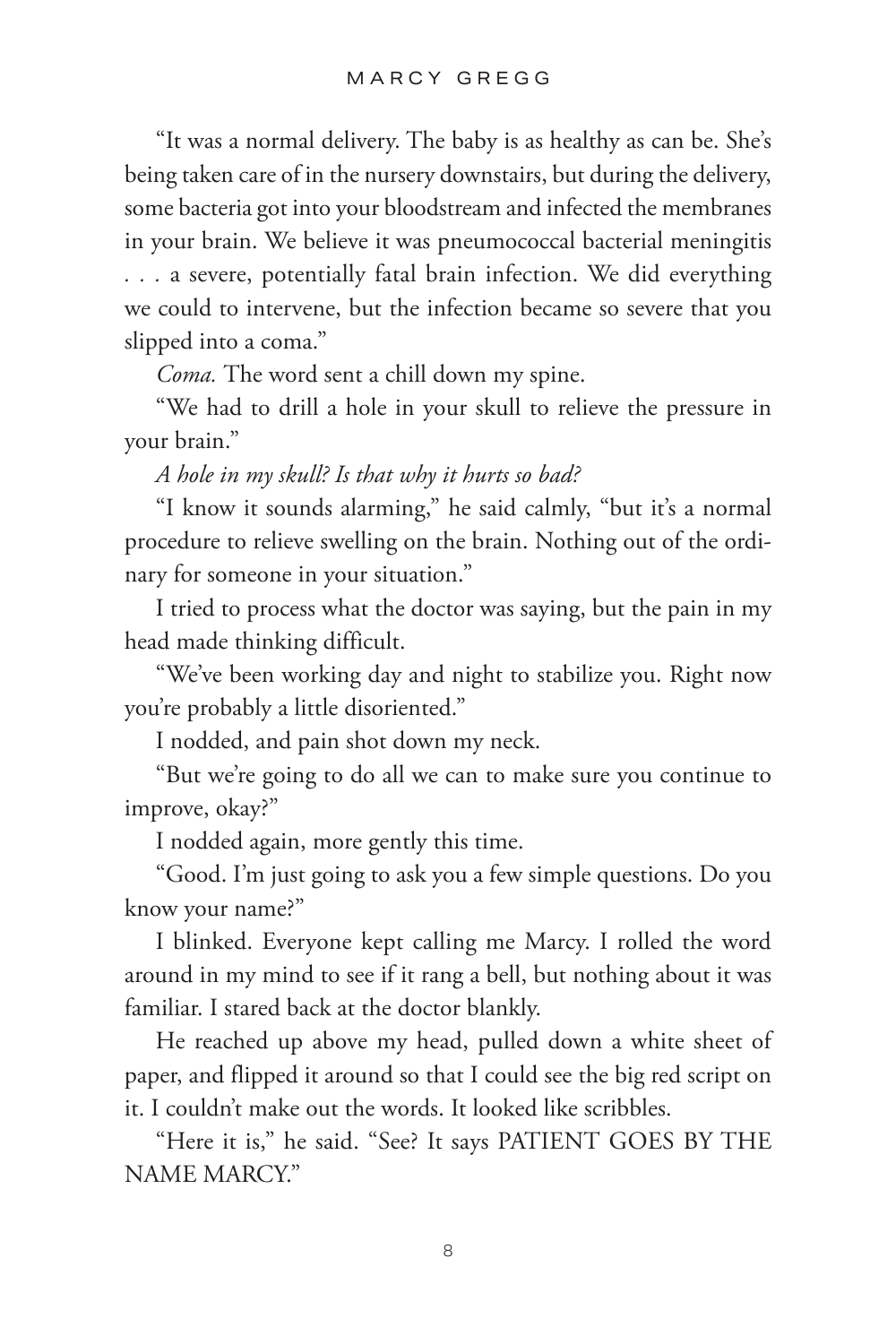"It was a normal delivery. The baby is as healthy as can be. She's being taken care of in the nursery downstairs, but during the delivery, some bacteria got into your bloodstream and infected the membranes in your brain. We believe it was pneumococcal bacterial meningitis . . . a severe, potentially fatal brain infection. We did everything we could to intervene, but the infection became so severe that you slipped into a coma."

*Coma.* The word sent a chill down my spine.

"We had to drill a hole in your skull to relieve the pressure in your brain."

*A hole in my skull? Is that why it hurts so bad?*

"I know it sounds alarming," he said calmly, "but it's a normal procedure to relieve swelling on the brain. Nothing out of the ordinary for someone in your situation."

I tried to process what the doctor was saying, but the pain in my head made thinking difficult.

"We've been working day and night to stabilize you. Right now you're probably a little disoriented."

I nodded, and pain shot down my neck.

"But we're going to do all we can to make sure you continue to improve, okay?"

I nodded again, more gently this time.

"Good. I'm just going to ask you a few simple questions. Do you know your name?"

I blinked. Everyone kept calling me Marcy. I rolled the word around in my mind to see if it rang a bell, but nothing about it was familiar. I stared back at the doctor blankly.

He reached up above my head, pulled down a white sheet of paper, and flipped it around so that I could see the big red script on it. I couldn't make out the words. It looked like scribbles.

"Here it is," he said. "See? It says PATIENT GOES BY THE NAME MARCY."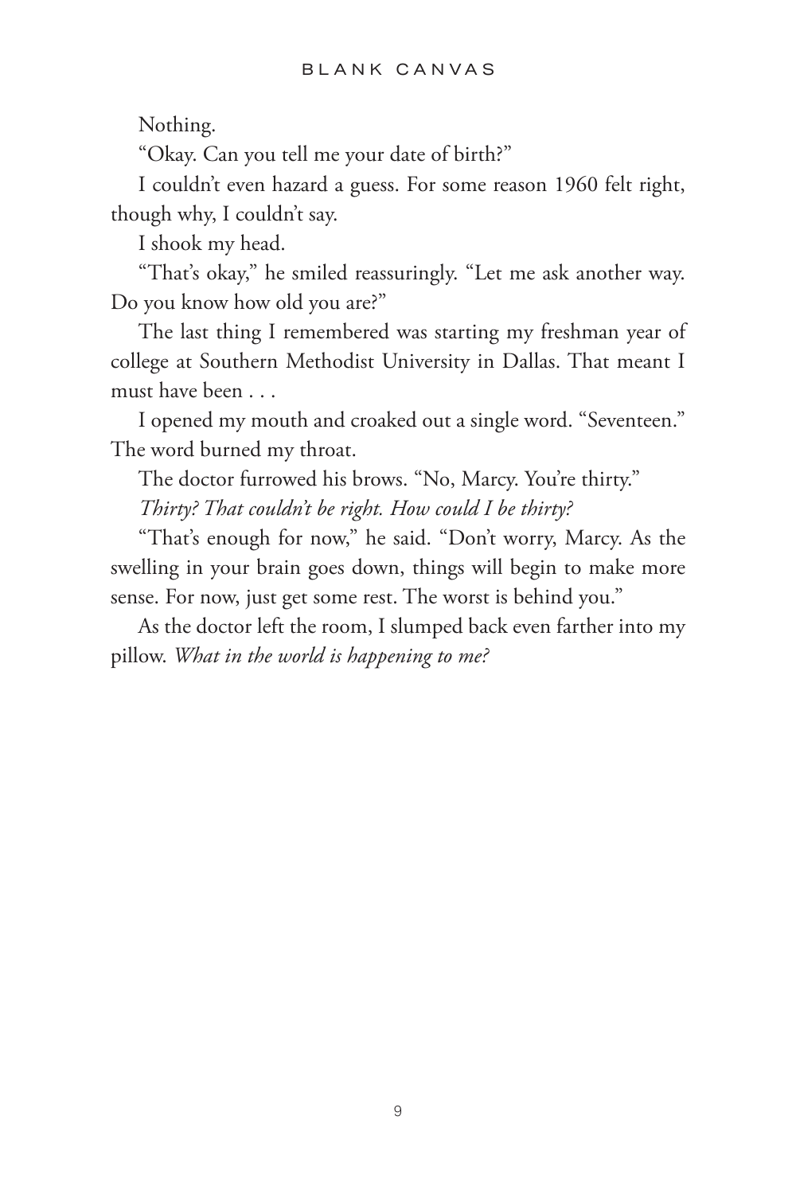Nothing.

"Okay. Can you tell me your date of birth?"

I couldn't even hazard a guess. For some reason 1960 felt right, though why, I couldn't say.

I shook my head.

"That's okay," he smiled reassuringly. "Let me ask another way. Do you know how old you are?"

The last thing I remembered was starting my freshman year of college at Southern Methodist University in Dallas. That meant I must have been . . .

I opened my mouth and croaked out a single word. "Seventeen." The word burned my throat.

The doctor furrowed his brows. "No, Marcy. You're thirty."

*Thirty? That couldn't be right. How could I be thirty?*

"That's enough for now," he said. "Don't worry, Marcy. As the swelling in your brain goes down, things will begin to make more sense. For now, just get some rest. The worst is behind you."

As the doctor left the room, I slumped back even farther into my pillow. *What in the world is happening to me?*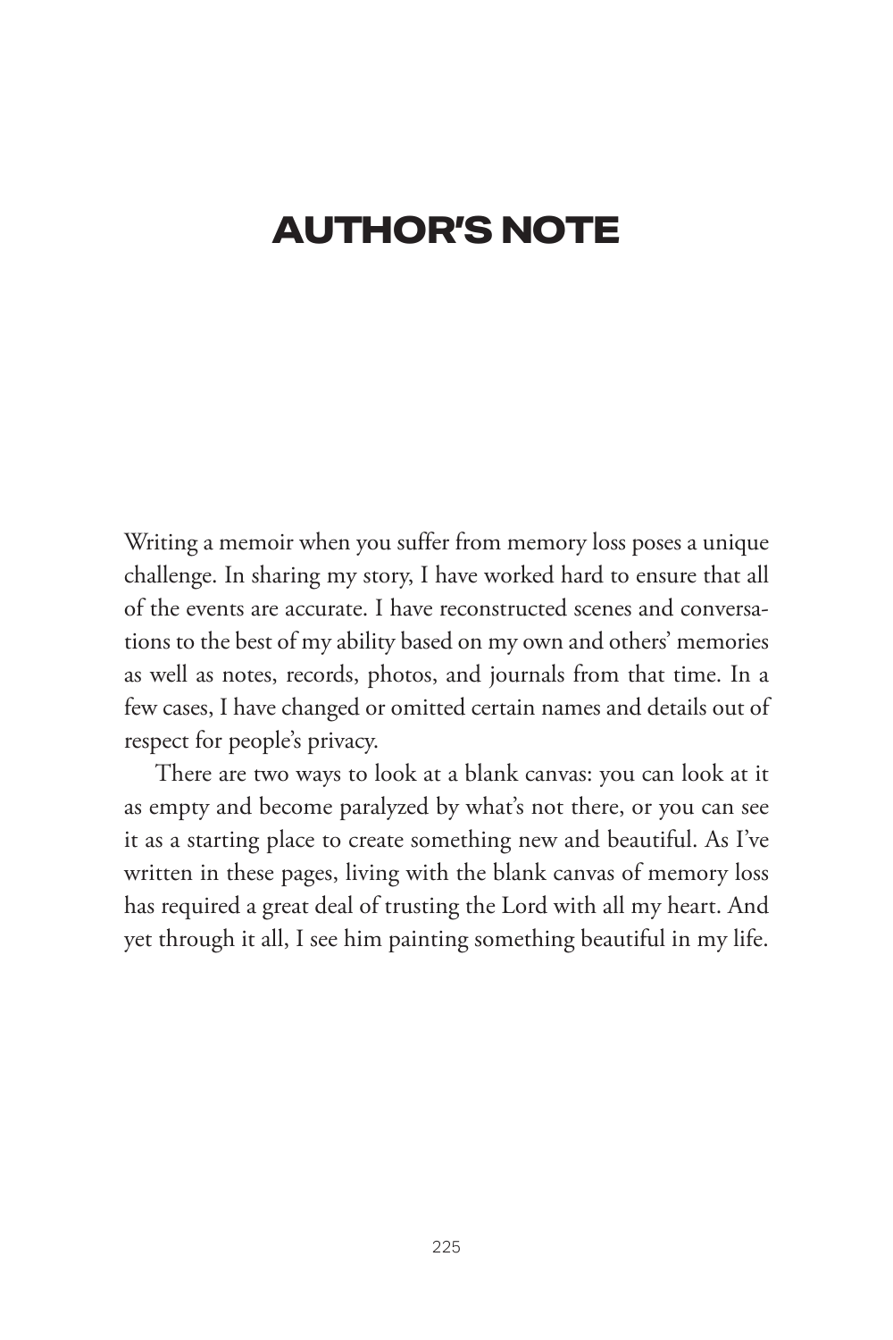# AUTHOR'S NOTE

Writing a memoir when you suffer from memory loss poses a unique challenge. In sharing my story, I have worked hard to ensure that all of the events are accurate. I have reconstructed scenes and conversations to the best of my ability based on my own and others' memories as well as notes, records, photos, and journals from that time. In a few cases, I have changed or omitted certain names and details out of respect for people's privacy.

There are two ways to look at a blank canvas: you can look at it as empty and become paralyzed by what's not there, or you can see it as a starting place to create something new and beautiful. As I've written in these pages, living with the blank canvas of memory loss has required a great deal of trusting the Lord with all my heart. And yet through it all, I see him painting something beautiful in my life.